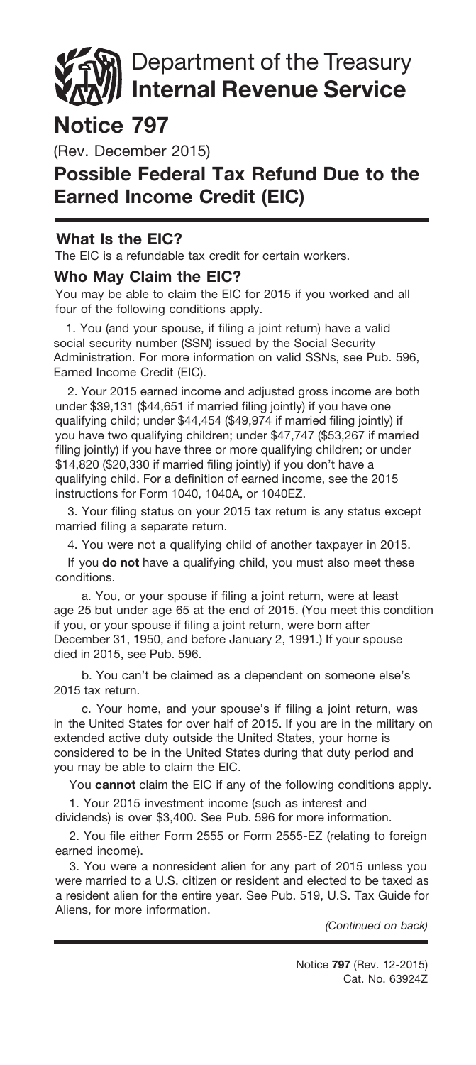Department of the Treasury
**Internal Revenue Service**

# Notice 797

(Rev. December 2015)

## Possible Federal Tax Refund Due to the Earned Income Credit (EIC)

### What Is the EIC?

The EIC is a refundable tax credit for certain workers.

### Who May Claim the EIC?

You may be able to claim the EIC for 2015 if you worked and all four of the following conditions apply.

1. You (and your spouse, if filing a joint return) have a valid social security number (SSN) issued by the Social Security Administration. For more information on valid SSNs, see Pub. 596, Earned Income Credit (EIC).

2. Your 2015 earned income and adjusted gross income are both under $39,131 ($44,651 if married filing jointly) if you have one qualifying child; under $44,454 ($49,974 if married filing jointly) if you have two qualifying children; under $47,747 ($53,267 if married filing jointly) if you have three or more qualifying children; or under $14,820 ($20,330 if married filing jointly) if you don't have a qualifying child. For a definition of earned income, see the 2015 instructions for Form 1040, 1040A, or 1040EZ.

3. Your filing status on your 2015 tax return is any status except married filing a separate return.

4. You were not a qualifying child of another taxpayer in 2015.

If you **do not** have a qualifying child, you must also meet these conditions.

a. You, or your spouse if filing a joint return, were at least age 25 but under age 65 at the end of 2015. (You meet this condition if you, or your spouse if filing a joint return, were born after December 31, 1950, and before January 2, 1991.) If your spouse died in 2015, see Pub. 596.

b. You can't be claimed as a dependent on someone else's 2015 tax return.

c. Your home, and your spouse's if filing a joint return, was in the United States for over half of 2015. If you are in the military on extended active duty outside the United States, your home is considered to be in the United States during that duty period and you may be able to claim the EIC.

You **cannot** claim the EIC if any of the following conditions apply.

1. Your 2015 investment income (such as interest and dividends) is over $3,400. See Pub. 596 for more information.

2. You file either Form 2555 or Form 2555-EZ (relating to foreign earned income).

3. You were a nonresident alien for any part of 2015 unless you were married to a U.S. citizen or resident and elected to be taxed as a resident alien for the entire year. See Pub. 519, U.S. Tax Guide for Aliens, for more information.

*(Continued on back)*

Notice **797** (Rev. 12-2015)
Cat. No. 63924Z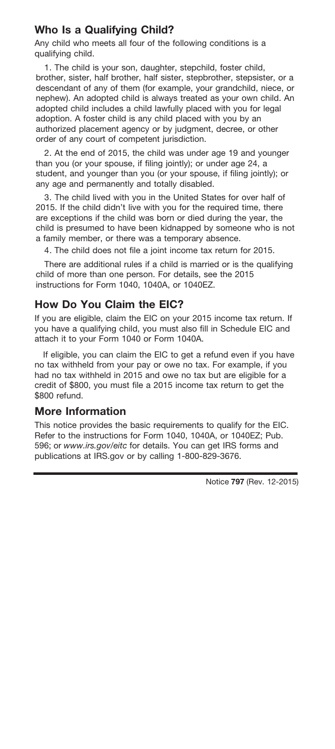## Who Is a Qualifying Child?

Any child who meets all four of the following conditions is a qualifying child.

1. The child is your son, daughter, stepchild, foster child, brother, sister, half brother, half sister, stepbrother, stepsister, or a descendant of any of them (for example, your grandchild, niece, or nephew). An adopted child is always treated as your own child. An adopted child includes a child lawfully placed with you for legal adoption. A foster child is any child placed with you by an authorized placement agency or by judgment, decree, or other order of any court of competent jurisdiction.

2. At the end of 2015, the child was under age 19 and younger than you (or your spouse, if filing jointly); or under age 24, a student, and younger than you (or your spouse, if filing jointly); or any age and permanently and totally disabled.

3. The child lived with you in the United States for over half of 2015. If the child didn't live with you for the required time, there are exceptions if the child was born or died during the year, the child is presumed to have been kidnapped by someone who is not a family member, or there was a temporary absence.

4. The child does not file a joint income tax return for 2015.

There are additional rules if a child is married or is the qualifying child of more than one person. For details, see the 2015 instructions for Form 1040, 1040A, or 1040EZ.

## How Do You Claim the EIC?

If you are eligible, claim the EIC on your 2015 income tax return. If you have a qualifying child, you must also fill in Schedule EIC and attach it to your Form 1040 or Form 1040A.

If eligible, you can claim the EIC to get a refund even if you have no tax withheld from your pay or owe no tax. For example, if you had no tax withheld in 2015 and owe no tax but are eligible for a credit of $800, you must file a 2015 income tax return to get the $800 refund.

## More Information

This notice provides the basic requirements to qualify for the EIC. Refer to the instructions for Form 1040, 1040A, or 1040EZ; Pub. 596; or *www.irs.gov/eitc* for details. You can get IRS forms and publications at IRS.gov or by calling 1-800-829-3676.

Notice **797** (Rev. 12-2015)